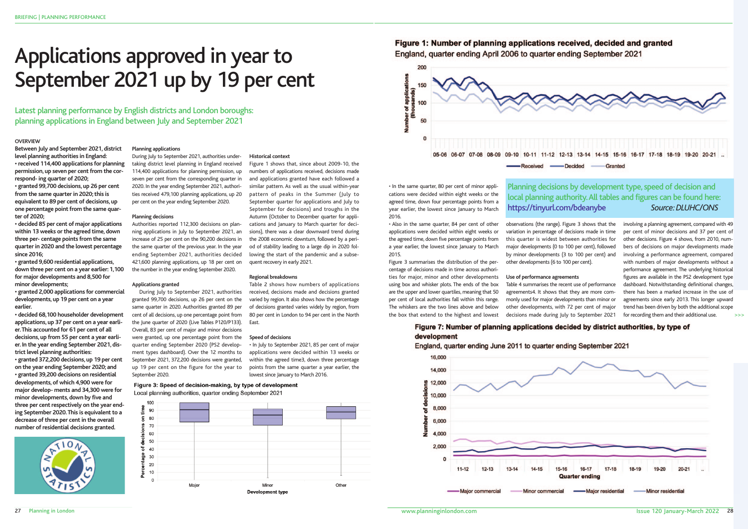# Applications approved in year to September 2021 up by 19 per cent

## Latest planning performance by English districts and London boroughs: planning applications in England between July and September 2021

### OVERVIEW

**Between July and September 2021, district level planning authorities in England:**

- **received 114,400 applications for planning permission, up seven per cent from the corresponding quarter of 2020;**
- **granted 99,700 decisions, up 26 per cent from the same quarter in 2020; this is equivalent to 89 per cent of decisions, up one percentage point from the same quarter of 2020;**
- **decided 85 per cent of major applications within 13 weeks or the agreed time, down three percentage points from the same quarter in 2020 and the lowest percentage since 2016;**
- **granted 9,600 residential applications, down three per cent on a year earlier: 1,100 for major developments and 8,500 for minor developments;**
- **granted 2,000 applications for commercial developments, up 19 per cent on a year earlier.**
- **decided 68,100 householder development applications, up 37 per cent on a year earlier. This accounted for 61 per cent of all decisions, up from 55 per cent a year earlier. In the year ending September 2021, district level planning authorities:**
- **granted 372,200 decisions, up 19 per cent on the year ending September 2020; and**
- **granted 39,200 decisions on residential developments, of which 4,900 were for major developments and 34,300 were for minor developments, down by five and three per cent respectively on the year ending September 2020. This is equivalent to a decrease of three per cent in the overall number of residential decisions granted.**

### Planning applications

During July to September 2021, authorities undertaking district level planning in England received 114,400 applications for planning permission, up seven per cent from the corresponding quarter in 2020. In the year ending September 2021, authorities received 479,100 planning applications, up 20 per cent on the year ending September 2020.

### Planning decisions

Authorities reported 112,300 decisions on planning applications in July to September 2021, an increase of 25 per cent on the 90,200 decisions in the same quarter of the previous year. In the year ending September 2021, authorities decided 421,600 planning applications, up 18 per cent on the number in the year ending September 2020.

### Applications granted

During July to September 2021, authorities granted 99,700 decisions, up 26 per cent on the same quarter in 2020. Authorities granted 89 per cent of all decisions, up one percentage point from the June quarter of 2020 (Live Tables P120/P133). Overall, 83 per cent of major and minor decisions were granted, up one percentage point from the quarter ending September 2020 (PS2 development types dashboard). Over the 12 months to September 2021, 372,200 decisions were granted, up 19 per cent on the figure for the year to September 2020.

### Historical context

Figure 1 shows that, since about 2009-10, the numbers of applications received, decisions made and applications granted have each followed a similar pattern. As well as the usual within-year pattern of peaks in the Summer (July to September quarter for applications and July to September for decisions) and troughs in the Autumn (October to December quarter for applications and January to March quarter for decisions), there was a clear downward trend during the 2008 economic downturn, followed by a period of stability leading to a large dip in 2020 following the start of the pandemic and a subsequent recovery in early 2021.

### Regional breakdowns

Table 2 shows how numbers of applications received, decisions made and decisions granted varied by region. It also shows how the percentage of decisions granted varies widely by region, from 80 per cent in London to 94 per cent in the North East.

### Speed of decisions

- In July to September 2021, 85 per cent of major applications were decided within 13 weeks or within the agreed time3, down three percentage points from the same quarter a year earlier, the lowest since January to March 2016.
- In the same quarter, 80 per cent of minor applications were decided within eight weeks or the agreed time, down four percentage points from a year earlier, the lowest since January to March 2016.
- Also in the same quarter, 84 per cent of other applications were decided within eight weeks or the agreed time, down five percentage points from a year earlier, the lowest since January to March 2015.

Figure 3 summarises the distribution of the percentage of decisions made in time across authorities for major, minor and other developments using box and whisker plots. The ends of the box are the upper and lower quartiles, meaning that 50 per cent of local authorities fall within this range. The whiskers are the two lines above and below the box that extend to the highest and lowest observations (the range). Figure 3 shows that the variation in percentage of decisions made in time this quarter is widest between authorities for major developments (0 to 100 per cent), followed by minor developments (3 to 100 per cent) and other developments (6 to 100 per cent).

**Figure 3: Speed of decision-making, by type of development**
Local planning authorities, quarter ending September 2021

### Use of performance agreements

Table 4 summarises the recent use of performance agreements4. It shows that they are more commonly used for major developments than minor or other developments, with 72 per cent of major decisions made during July to September 2021 involving a planning agreement, compared with 49 per cent of minor decisions and 37 per cent of other decisions. Figure 4 shows, from 2010, numbers of decisions on major developments made involving a performance agreement, compared with numbers of major developments without a performance agreement. The underlying historical figures are available in the PS2 development type dashboard. Notwithstanding definitional changes, there has been a marked increase in the use of agreements since early 2013. This longer upward trend has been driven by both the additional scope for recording them and their additional use.

**Figure 1: Number of planning applications received, decided and granted**
England, quarter ending April 2006 to quarter ending September 2021

**Planning decisions by development type, speed of decision and local planning authority. All tables and figures can be found here: https://tinyurl.com/bdeanybe** *Source: DLUHC/ONS*

**Figure 7: Number of planning applications decided by district authorities, by type of development**
England, quarter ending June 2011 to quarter ending September 2021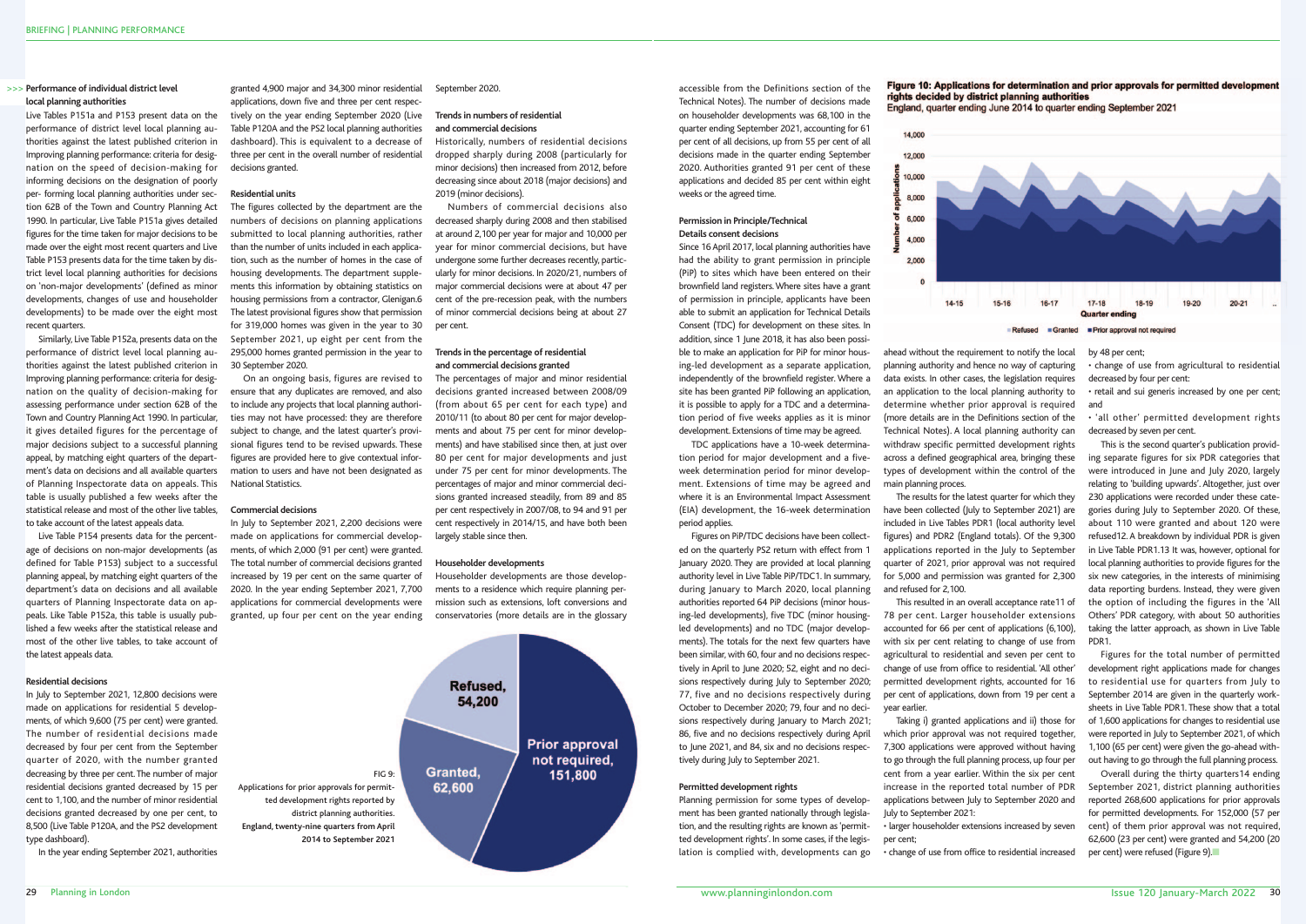### Performance of individual district level local planning authorities

Live Tables P151a and P153 present data on the performance of district level local planning authorities against the latest published criterion in Improving planning performance: criteria for designation on the speed of decision-making for informing decisions on the designation of poorly per- forming local planning authorities under section 62B of the Town and Country Planning Act 1990. In particular, Live Table P151a gives detailed figures for the time taken for major decisions to be made over the eight most recent quarters and Live Table P153 presents data for the time taken by district level local planning authorities for decisions on 'non-major developments' (defined as minor developments, changes of use and householder developments) to be made over the eight most recent quarters.

Similarly, Live Table P152a, presents data on the performance of district level local planning authorities against the latest published criterion in Improving planning performance: criteria for designation on the quality of decision-making for assessing performance under section 62B of the Town and Country Planning Act 1990. In particular, it gives detailed figures for the percentage of major decisions subject to a successful planning appeal, by matching eight quarters of the department's data on decisions and all available quarters of Planning Inspectorate data on appeals. This table is usually published a few weeks after the statistical release and most of the other live tables, to take account of the latest appeals data.

Live Table P154 presents data for the percentage of decisions on non-major developments (as defined for Table P153) subject to a successful planning appeal, by matching eight quarters of the department's data on decisions and all available quarters of Planning Inspectorate data on appeals. Like Table P152a, this table is usually published a few weeks after the statistical release and most of the other live tables, to take account of the latest appeals data.

### Residential decisions

In July to September 2021, 12,800 decisions were made on applications for residential 5 developments, of which 9,600 (75 per cent) were granted. The number of residential decisions made decreased by four per cent from the September quarter of 2020, with the number granted decreasing by three per cent. The number of major residential decisions granted decreased by 15 per cent to 1,100, and the number of minor residential decisions granted decreased by one per cent, to 8,500 (Live Table P120A, and the PS2 development type dashboard).

In the year ending September 2021, authorities granted 4,900 major and 34,300 minor residential applications, down five and three per cent respectively on the year ending September 2020 (Live Table P120A and the PS2 local planning authorities dashboard). This is equivalent to a decrease of three per cent in the overall number of residential decisions granted.

### Residential units

The figures collected by the department are the numbers of decisions on planning applications submitted to local planning authorities, rather than the number of units included in each application, such as the number of homes in the case of housing developments. The department supplements this information by obtaining statistics on housing permissions from a contractor, Glenigan.6 The latest provisional figures show that permission for 319,000 homes was given in the year to 30 September 2021, up eight per cent from the 295,000 homes granted permission in the year to 30 September 2020.

On an ongoing basis, figures are revised to ensure that any duplicates are removed, and also to include any projects that local planning authorities may not have processed: they are therefore subject to change, and the latest quarter's provisional figures tend to be revised upwards. These figures are provided here to give contextual information to users and have not been designated as National Statistics.

### Commercial decisions

In July to September 2021, 2,200 decisions were made on applications for commercial developments, of which 2,000 (91 per cent) were granted. The total number of commercial decisions granted increased by 19 per cent on the same quarter of 2020. In the year ending September 2021, 7,700 applications for commercial developments were granted, up four per cent on the year ending September 2020.

### Trends in numbers of residential and commercial decisions

Historically, numbers of residential decisions dropped sharply during 2008 (particularly for minor decisions) then increased from 2012, before decreasing since about 2018 (major decisions) and 2019 (minor decisions).

Numbers of commercial decisions also decreased sharply during 2008 and then stabilised at around 2,100 per year for major and 10,000 per year for minor commercial decisions, but have undergone some further decreases recently, particularly for minor decisions. In 2020/21, numbers of major commercial decisions were at about 47 per cent of the pre-recession peak, with the numbers of minor commercial decisions being at about 27 per cent.

### Trends in the percentage of residential and commercial decisions granted

The percentages of major and minor residential decisions granted increased between 2008/09 (from about 65 per cent for each type) and 2010/11 (to about 80 per cent for major developments and about 75 per cent for minor developments) and have stabilised since then, at just over 80 per cent for major developments and just under 75 per cent for minor developments. The percentages of major and minor commercial decisions granted increased steadily, from 89 and 85 per cent respectively in 2007/08, to 94 and 91 per cent respectively in 2014/15, and have both been largely stable since then.

### Householder developments

Householder developments are those developments to a residence which require planning permission such as extensions, loft conversions and conservatories (more details are in the glossary accessible from the Definitions section of the Technical Notes). The number of decisions made on householder developments was 68,100 in the quarter ending September 2021, accounting for 61 per cent of all decisions, up from 55 per cent of all decisions made in the quarter ending September 2020. Authorities granted 91 per cent of these applications and decided 85 per cent within eight weeks or the agreed time.

Refused, 54,200

Granted, 62,600

Prior approval not required, 151,800

FIG 9: Applications for prior approvals for permitted development rights reported by district planning authorities. England, twenty-nine quarters from April 2014 to September 2021

### Permission in Principle/Technical Details consent decisions

Since 16 April 2017, local planning authorities have had the ability to grant permission in principle (PiP) to sites which have been entered on their brownfield land registers. Where sites have a grant of permission in principle, applicants have been able to submit an application for Technical Details Consent (TDC) for development on these sites. In addition, since 1 June 2018, it has also been possible to make an application for PiP for minor housing-led development as a separate application, independently of the brownfield register. Where a site has been granted PiP following an application, it is possible to apply for a TDC and a determination period of five weeks applies as it is minor development. Extensions of time may be agreed.

TDC applications have a 10-week determination period for major development and a five-week determination period for minor development. Extensions of time may be agreed and where it is an Environmental Impact Assessment (EIA) development, the 16-week determination period applies.

Figures on PiP/TDC decisions have been collected on the quarterly PS2 return with effect from 1 January 2020. They are provided at local planning authority level in Live Table PiP/TDC1. In summary, during January to March 2020, local planning authorities reported 64 PiP decisions (minor housing-led developments), five TDC (minor housing-led developments) and no TDC (major developments). The totals for the next few quarters have been similar, with 60, four and no decisions respectively in April to June 2020; 52, eight and no decisions respectively during July to September 2020; 77, five and no decisions respectively during October to December 2020; 79, four and no decisions respectively during January to March 2021; 86, five and no decisions respectively during April to June 2021, and 84, six and no decisions respectively during July to September 2021.

### Permitted development rights

Planning permission for some types of development has been granted nationally through legislation, and the resulting rights are known as 'permitted development rights'. In some cases, if the legislation is complied with, developments can go ahead without the requirement to notify the local planning authority and hence no way of capturing data exists. In other cases, the legislation requires an application to the local planning authority to determine whether prior approval is required (more details are in the Definitions section of the Technical Notes). A local planning authority can withdraw specific permitted development rights across a defined geographical area, bringing these types of development within the control of the main planning proces.

**Figure 10: Applications for determination and prior approvals for permitted development rights decided by district planning authorities**
England, quarter ending June 2014 to quarter ending September 2021

Number of applications
14,000
12,000
10,000
8,000
6,000
4,000
2,000
0
14-15 15-16 16-17 17-18 18-19 19-20 20-21
Quarter ending
Refused Granted Prior approval not required

The results for the latest quarter for which they have been collected (July to September 2021) are included in Live Tables PDR1 (local authority level figures) and PDR2 (England totals). Of the 9,300 applications reported in the July to September quarter of 2021, prior approval was not required for 5,000 and permission was granted for 2,300 and refused for 2,100.

This resulted in an overall acceptance rate11 of 78 per cent. Larger householder extensions accounted for 66 per cent of applications (6,100), with six per cent relating to change of use from agricultural to residential and seven per cent to change of use from office to residential. 'All other' permitted development rights, accounted for 16 per cent of applications, down from 19 per cent a year earlier.

Taking i) granted applications and ii) those for which prior approval was not required together, 7,300 applications were approved without having to go through the full planning process, up four per cent from a year earlier. Within the six per cent increase in the reported total number of PDR applications between July to September 2020 and July to September 2021:

- larger householder extensions increased by seven per cent;
- change of use from office to residential increased by 48 per cent;
- change of use from agricultural to residential decreased by four per cent:
- retail and sui generis increased by one per cent; and
- 'all other' permitted development rights decreased by seven per cent.

This is the second quarter's publication providing separate figures for six PDR categories that were introduced in June and July 2020, largely relating to 'building upwards'. Altogether, just over 230 applications were recorded under these categories during July to September 2020. Of these, about 110 were granted and about 120 were refused12. A breakdown by individual PDR is given in Live Table PDR1.13 It was, however, optional for local planning authorities to provide figures for the six new categories, in the interests of minimising data reporting burdens. Instead, they were given the option of including the figures in the 'All Others' PDR category, with about 50 authorities taking the latter approach, as shown in Live Table PDR1.

Figures for the total number of permitted development right applications made for changes to residential use for quarters from July to September 2014 are given in the quarterly worksheets in Live Table PDR1. These show that a total of 1,600 applications for changes to residential use were reported in July to September 2021, of which 1,100 (65 per cent) were given the go-ahead without having to go through the full planning process.

Overall during the thirty quarters14 ending September 2021, district planning authorities reported 268,600 applications for prior approvals for permitted developments. For 152,000 (57 per cent) of them prior approval was not required, 62,600 (23 per cent) were granted and 54,200 (20 per cent) were refused (Figure 9).